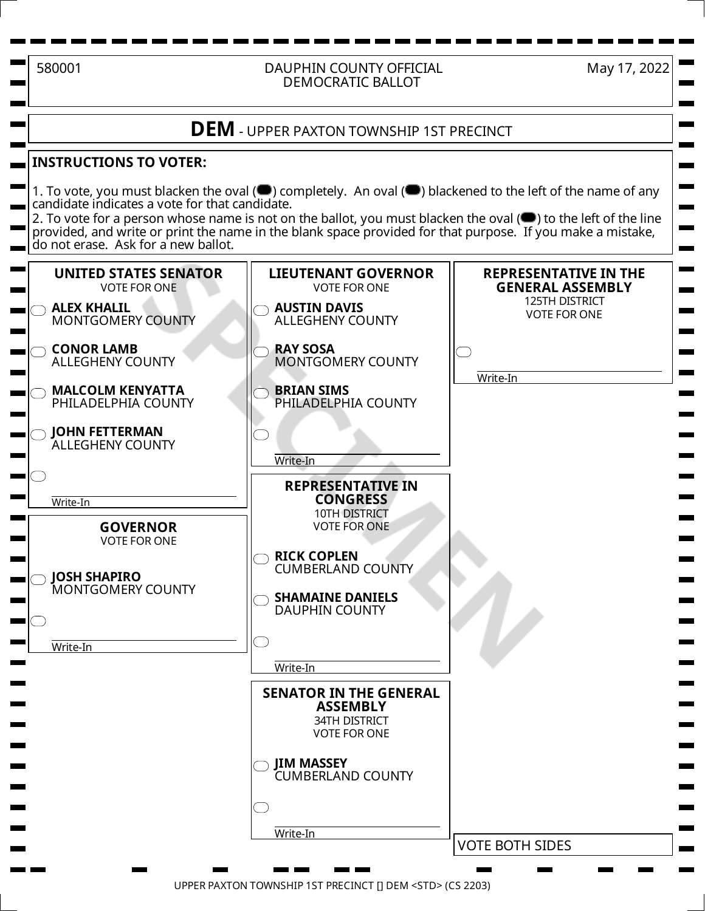580001

DAUPHIN COUNTY OFFICIAL
DEMOCRATIC BALLOT

May 17, 2022

# **DEM** - UPPER PAXTON TOWNSHIP 1ST PRECINCT

**INSTRUCTIONS TO VOTER:**

1. To vote, you must blacken the oval (⬬) completely. An oval (⬬) blackened to the left of the name of any candidate indicates a vote for that candidate.
2. To vote for a person whose name is not on the ballot, you must blacken the oval (⬬) to the left of the line provided, and write or print the name in the blank space provided for that purpose. If you make a mistake, do not erase. Ask for a new ballot.

## UNITED STATES SENATOR
VOTE FOR ONE

- **ALEX KHALIL**
  MONTGOMERY COUNTY
- **CONOR LAMB**
  ALLEGHENY COUNTY
- **MALCOLM KENYATTA**
  PHILADELPHIA COUNTY
- **JOHN FETTERMAN**
  ALLEGHENY COUNTY
- Write-In

## GOVERNOR
VOTE FOR ONE

- **JOSH SHAPIRO**
  MONTGOMERY COUNTY
- Write-In

## LIEUTENANT GOVERNOR
VOTE FOR ONE

- **AUSTIN DAVIS**
  ALLEGHENY COUNTY
- **RAY SOSA**
  MONTGOMERY COUNTY
- **BRIAN SIMS**
  PHILADELPHIA COUNTY
- Write-In

## REPRESENTATIVE IN CONGRESS
10TH DISTRICT
VOTE FOR ONE

- **RICK COPLEN**
  CUMBERLAND COUNTY
- **SHAMAINE DANIELS**
  DAUPHIN COUNTY
- Write-In

## SENATOR IN THE GENERAL ASSEMBLY
34TH DISTRICT
VOTE FOR ONE

- **JIM MASSEY**
  CUMBERLAND COUNTY
- Write-In

## REPRESENTATIVE IN THE GENERAL ASSEMBLY
125TH DISTRICT
VOTE FOR ONE

- Write-In

VOTE BOTH SIDES

UPPER PAXTON TOWNSHIP 1ST PRECINCT [] DEM <STD> (CS 2203)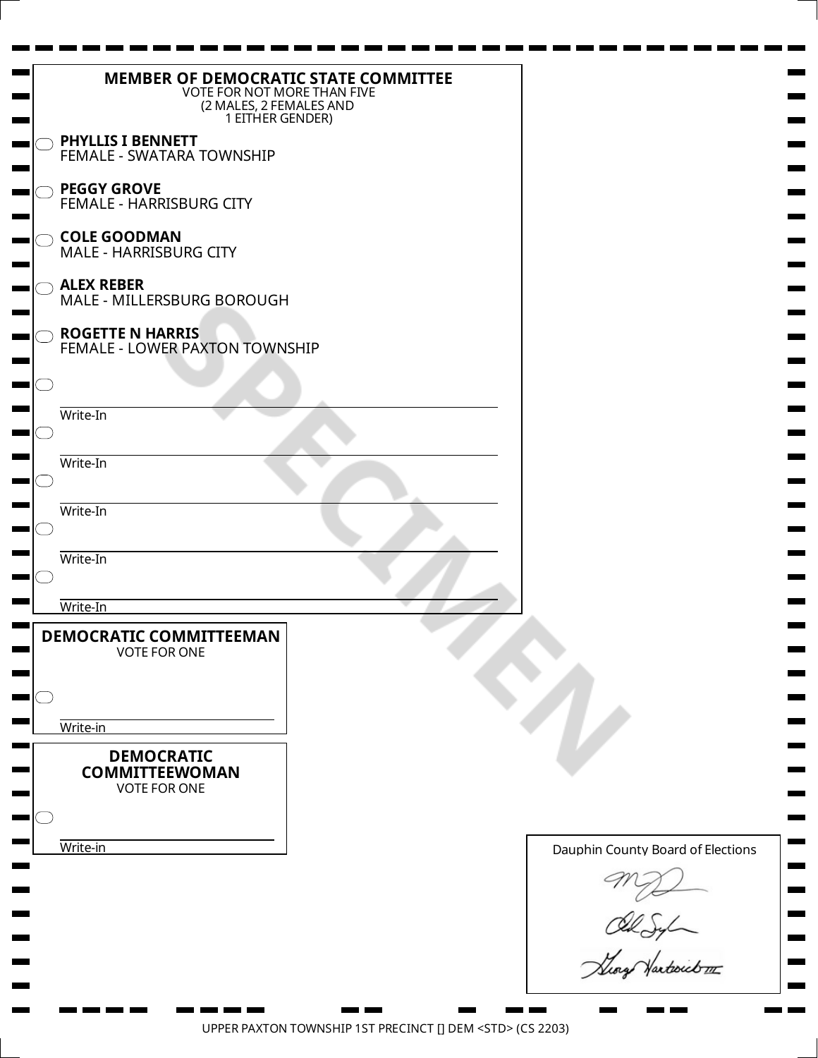## MEMBER OF DEMOCRATIC STATE COMMITTEE

VOTE FOR NOT MORE THAN FIVE
(2 MALES, 2 FEMALES AND
1 EITHER GENDER)

- **PHYLLIS I BENNETT**
  FEMALE - SWATARA TOWNSHIP
- **PEGGY GROVE**
  FEMALE - HARRISBURG CITY
- **COLE GOODMAN**
  MALE - HARRISBURG CITY
- **ALEX REBER**
  MALE - MILLERSBURG BOROUGH
- **ROGETTE N HARRIS**
  FEMALE - LOWER PAXTON TOWNSHIP
- Write-In
- Write-In
- Write-In
- Write-In
- Write-In

## DEMOCRATIC COMMITTEEMAN

VOTE FOR ONE

- Write-in

## DEMOCRATIC COMMITTEEWOMAN

VOTE FOR ONE

- Write-in

Dauphin County Board of Elections

SPECIMEN

UPPER PAXTON TOWNSHIP 1ST PRECINCT [] DEM <STD> (CS 2203)